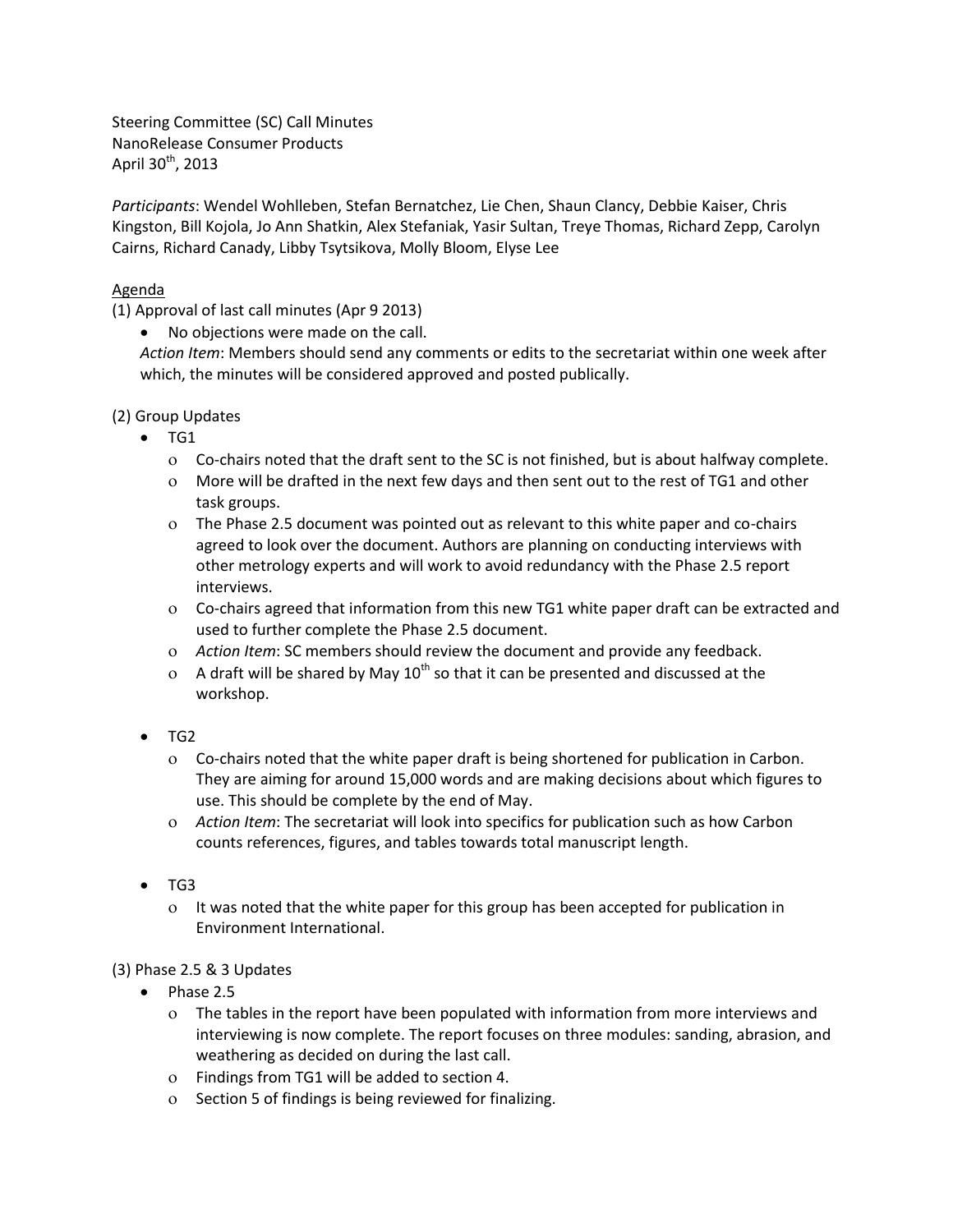Steering Committee (SC) Call Minutes
NanoRelease Consumer Products
April 30th, 2013

*Participants*: Wendel Wohlleben, Stefan Bernatchez, Lie Chen, Shaun Clancy, Debbie Kaiser, Chris Kingston, Bill Kojola, Jo Ann Shatkin, Alex Stefaniak, Yasir Sultan, Treye Thomas, Richard Zepp, Carolyn Cairns, Richard Canady, Libby Tsytsikova, Molly Bloom, Elyse Lee

<u>Agenda</u>

(1) Approval of last call minutes (Apr 9 2013)

- No objections were made on the call.

*Action Item*: Members should send any comments or edits to the secretariat within one week after which, the minutes will be considered approved and posted publically.

(2) Group Updates

- TG1
  - Co-chairs noted that the draft sent to the SC is not finished, but is about halfway complete.
  - More will be drafted in the next few days and then sent out to the rest of TG1 and other task groups.
  - The Phase 2.5 document was pointed out as relevant to this white paper and co-chairs agreed to look over the document. Authors are planning on conducting interviews with other metrology experts and will work to avoid redundancy with the Phase 2.5 report interviews.
  - Co-chairs agreed that information from this new TG1 white paper draft can be extracted and used to further complete the Phase 2.5 document.
  - *Action Item*: SC members should review the document and provide any feedback.
  - A draft will be shared by May 10th so that it can be presented and discussed at the workshop.
- TG2
  - Co-chairs noted that the white paper draft is being shortened for publication in Carbon. They are aiming for around 15,000 words and are making decisions about which figures to use. This should be complete by the end of May.
  - *Action Item*: The secretariat will look into specifics for publication such as how Carbon counts references, figures, and tables towards total manuscript length.
- TG3
  - It was noted that the white paper for this group has been accepted for publication in Environment International.

(3) Phase 2.5 & 3 Updates

- Phase 2.5
  - The tables in the report have been populated with information from more interviews and interviewing is now complete. The report focuses on three modules: sanding, abrasion, and weathering as decided on during the last call.
  - Findings from TG1 will be added to section 4.
  - Section 5 of findings is being reviewed for finalizing.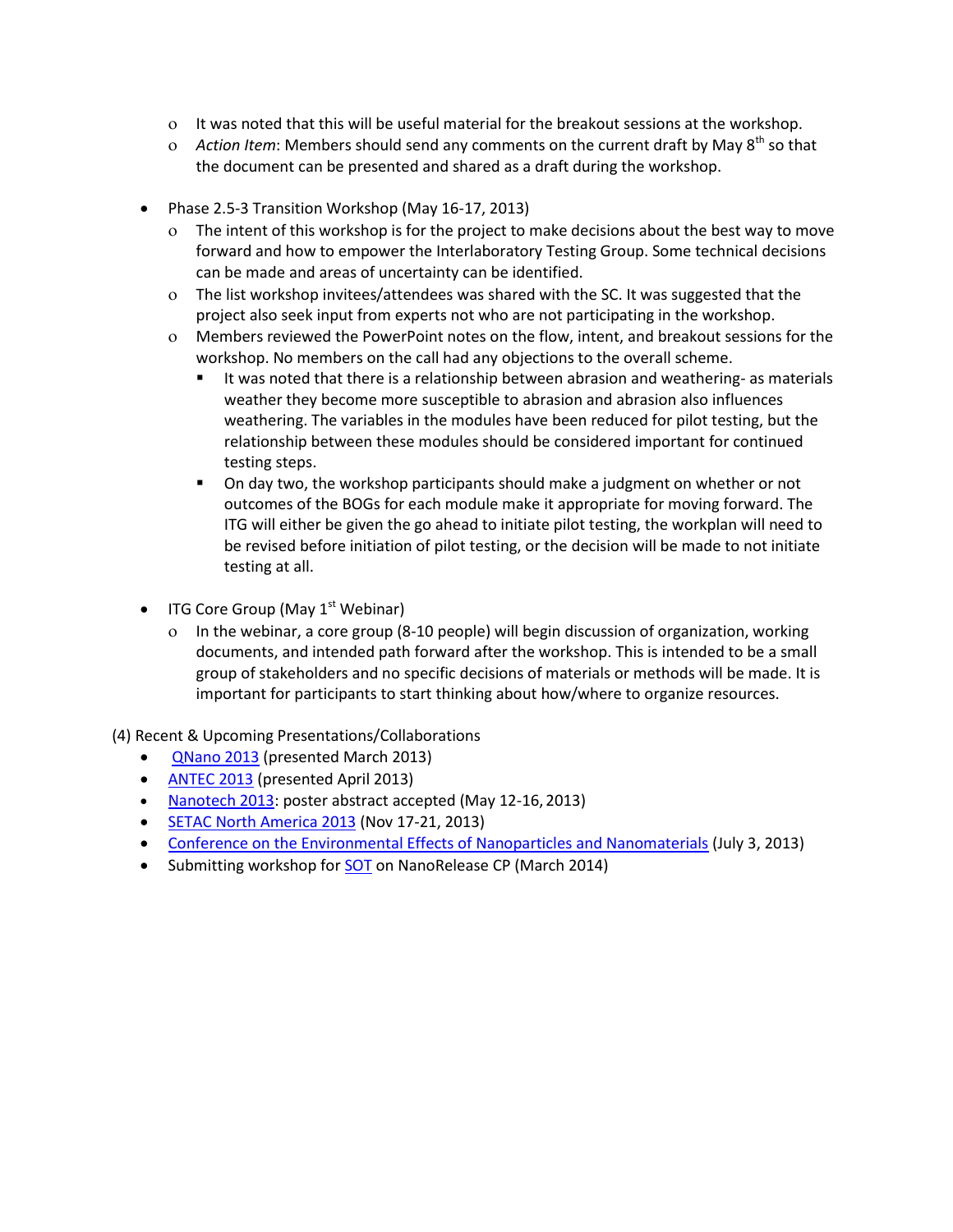- It was noted that this will be useful material for the breakout sessions at the workshop.
  - *Action Item*: Members should send any comments on the current draft by May 8th so that the document can be presented and shared as a draft during the workshop.

- Phase 2.5-3 Transition Workshop (May 16-17, 2013)
  - The intent of this workshop is for the project to make decisions about the best way to move forward and how to empower the Interlaboratory Testing Group. Some technical decisions can be made and areas of uncertainty can be identified.
  - The list workshop invitees/attendees was shared with the SC. It was suggested that the project also seek input from experts not who are not participating in the workshop.
  - Members reviewed the PowerPoint notes on the flow, intent, and breakout sessions for the workshop. No members on the call had any objections to the overall scheme.
    - It was noted that there is a relationship between abrasion and weathering- as materials weather they become more susceptible to abrasion and abrasion also influences weathering. The variables in the modules have been reduced for pilot testing, but the relationship between these modules should be considered important for continued testing steps.
    - On day two, the workshop participants should make a judgment on whether or not outcomes of the BOGs for each module make it appropriate for moving forward. The ITG will either be given the go ahead to initiate pilot testing, the workplan will need to be revised before initiation of pilot testing, or the decision will be made to not initiate testing at all.

- ITG Core Group (May 1st Webinar)
  - In the webinar, a core group (8-10 people) will begin discussion of organization, working documents, and intended path forward after the workshop. This is intended to be a small group of stakeholders and no specific decisions of materials or methods will be made. It is important for participants to start thinking about how/where to organize resources.

(4) Recent & Upcoming Presentations/Collaborations

- QNano 2013 (presented March 2013)
- ANTEC 2013 (presented April 2013)
- Nanotech 2013: poster abstract accepted (May 12-16, 2013)
- SETAC North America 2013 (Nov 17-21, 2013)
- Conference on the Environmental Effects of Nanoparticles and Nanomaterials (July 3, 2013)
- Submitting workshop for SOT on NanoRelease CP (March 2014)